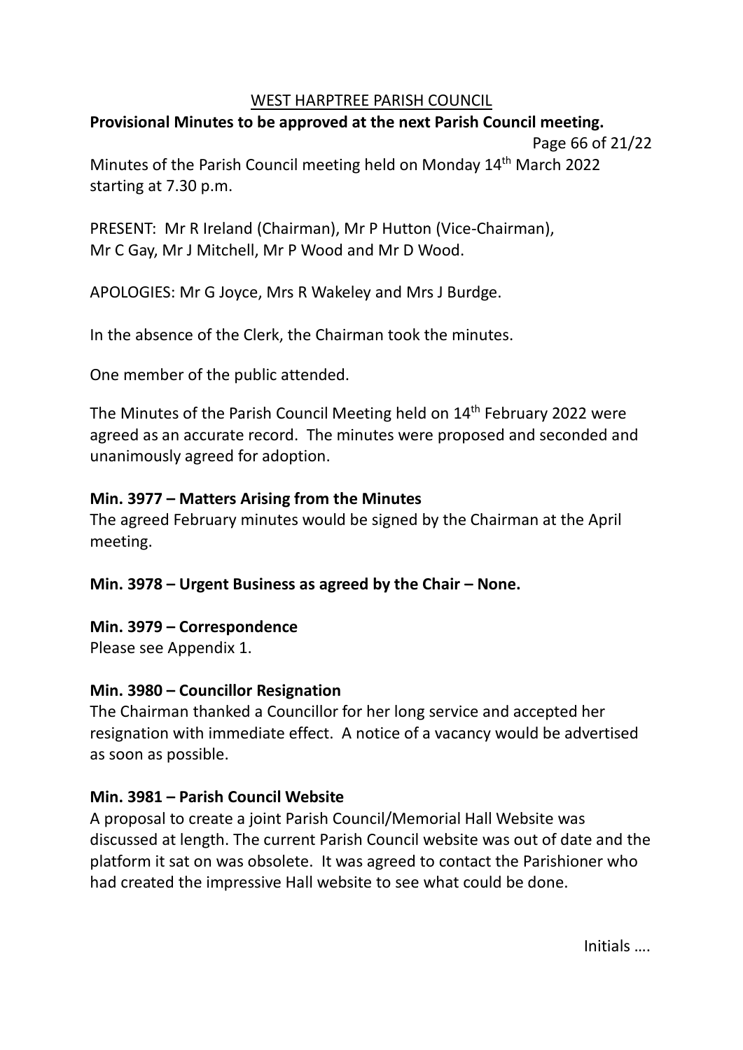# WEST HARPTREE PARISH COUNCIL

**Provisional Minutes to be approved at the next Parish Council meeting.**

Page 66 of 21/22

Minutes of the Parish Council meeting held on Monday 14th March 2022 starting at 7.30 p.m.

PRESENT: Mr R Ireland (Chairman), Mr P Hutton (Vice-Chairman), Mr C Gay, Mr J Mitchell, Mr P Wood and Mr D Wood.

APOLOGIES: Mr G Joyce, Mrs R Wakeley and Mrs J Burdge.

In the absence of the Clerk, the Chairman took the minutes.

One member of the public attended.

The Minutes of the Parish Council Meeting held on 14th February 2022 were agreed as an accurate record. The minutes were proposed and seconded and unanimously agreed for adoption.

**Min. 3977 – Matters Arising from the Minutes**

The agreed February minutes would be signed by the Chairman at the April meeting.

**Min. 3978 – Urgent Business as agreed by the Chair – None.**

**Min. 3979 – Correspondence**

Please see Appendix 1.

**Min. 3980 – Councillor Resignation**

The Chairman thanked a Councillor for her long service and accepted her resignation with immediate effect. A notice of a vacancy would be advertised as soon as possible.

**Min. 3981 – Parish Council Website**

A proposal to create a joint Parish Council/Memorial Hall Website was discussed at length. The current Parish Council website was out of date and the platform it sat on was obsolete. It was agreed to contact the Parishioner who had created the impressive Hall website to see what could be done.

Initials ….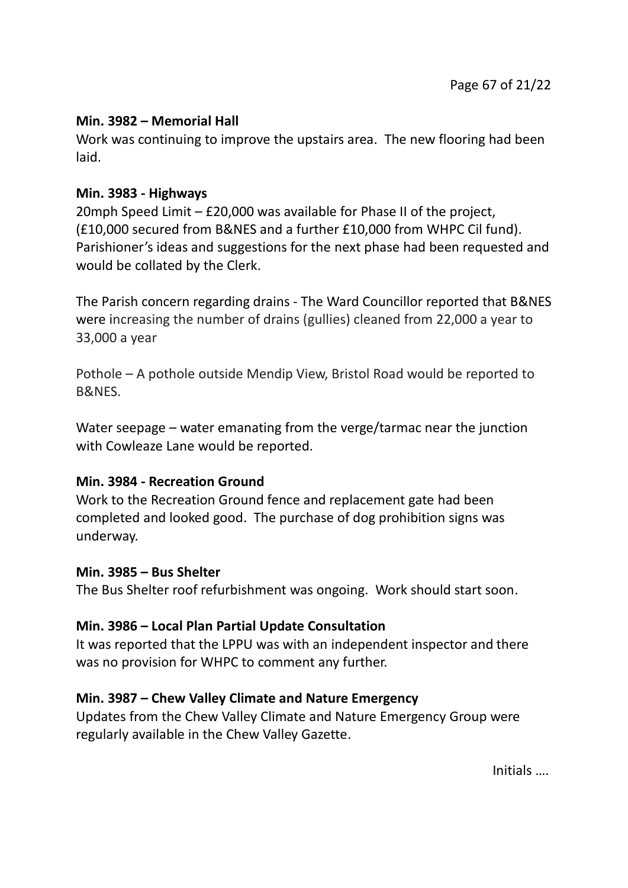**Min. 3982 – Memorial Hall**

Work was continuing to improve the upstairs area. The new flooring had been laid.

**Min. 3983 - Highways**

20mph Speed Limit – £20,000 was available for Phase II of the project, (£10,000 secured from B&NES and a further £10,000 from WHPC Cil fund). Parishioner's ideas and suggestions for the next phase had been requested and would be collated by the Clerk.

The Parish concern regarding drains - The Ward Councillor reported that B&NES were increasing the number of drains (gullies) cleaned from 22,000 a year to 33,000 a year

Pothole – A pothole outside Mendip View, Bristol Road would be reported to B&NES.

Water seepage – water emanating from the verge/tarmac near the junction with Cowleaze Lane would be reported.

**Min. 3984 - Recreation Ground**

Work to the Recreation Ground fence and replacement gate had been completed and looked good. The purchase of dog prohibition signs was underway.

**Min. 3985 – Bus Shelter**

The Bus Shelter roof refurbishment was ongoing. Work should start soon.

**Min. 3986 – Local Plan Partial Update Consultation**

It was reported that the LPPU was with an independent inspector and there was no provision for WHPC to comment any further.

**Min. 3987 – Chew Valley Climate and Nature Emergency**

Updates from the Chew Valley Climate and Nature Emergency Group were regularly available in the Chew Valley Gazette.

Initials ….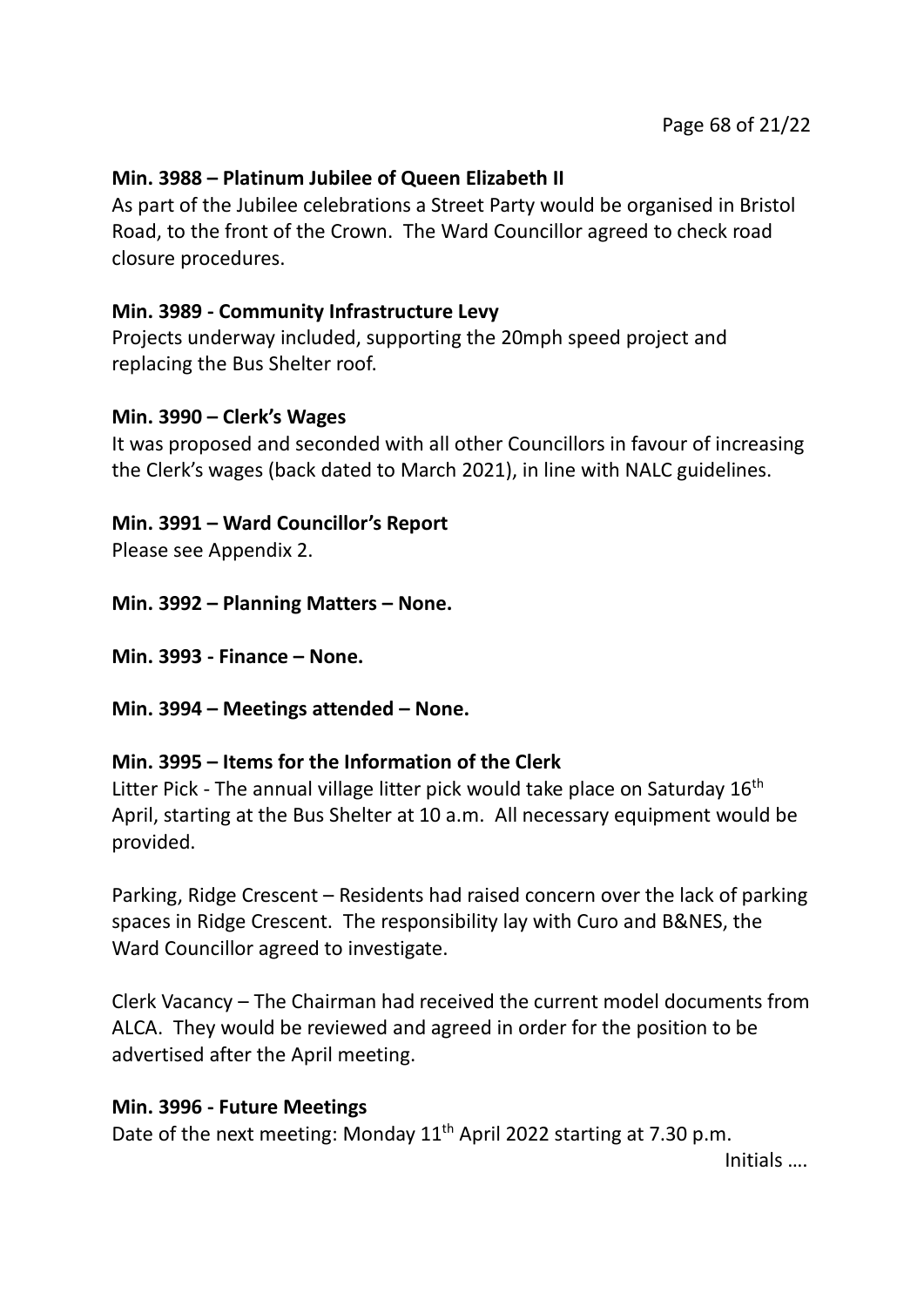**Min. 3988 – Platinum Jubilee of Queen Elizabeth II**

As part of the Jubilee celebrations a Street Party would be organised in Bristol Road, to the front of the Crown. The Ward Councillor agreed to check road closure procedures.

**Min. 3989 - Community Infrastructure Levy**

Projects underway included, supporting the 20mph speed project and replacing the Bus Shelter roof.

**Min. 3990 – Clerk's Wages**

It was proposed and seconded with all other Councillors in favour of increasing the Clerk's wages (back dated to March 2021), in line with NALC guidelines.

**Min. 3991 – Ward Councillor's Report**

Please see Appendix 2.

**Min. 3992 – Planning Matters – None.**

**Min. 3993 - Finance – None.**

**Min. 3994 – Meetings attended – None.**

**Min. 3995 – Items for the Information of the Clerk**

Litter Pick - The annual village litter pick would take place on Saturday 16th April, starting at the Bus Shelter at 10 a.m. All necessary equipment would be provided.

Parking, Ridge Crescent – Residents had raised concern over the lack of parking spaces in Ridge Crescent. The responsibility lay with Curo and B&NES, the Ward Councillor agreed to investigate.

Clerk Vacancy – The Chairman had received the current model documents from ALCA. They would be reviewed and agreed in order for the position to be advertised after the April meeting.

**Min. 3996 - Future Meetings**

Date of the next meeting: Monday 11th April 2022 starting at 7.30 p.m.

Initials ….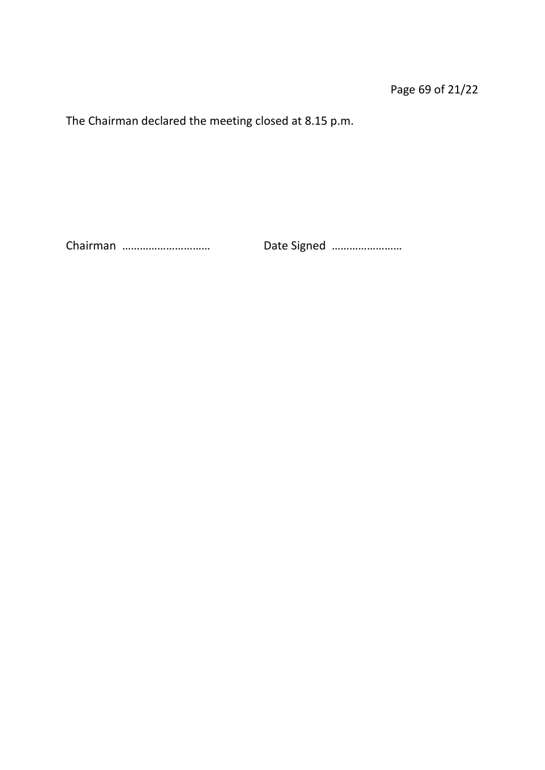The Chairman declared the meeting closed at 8.15 p.m.

Chairman ………………………… Date Signed ……………………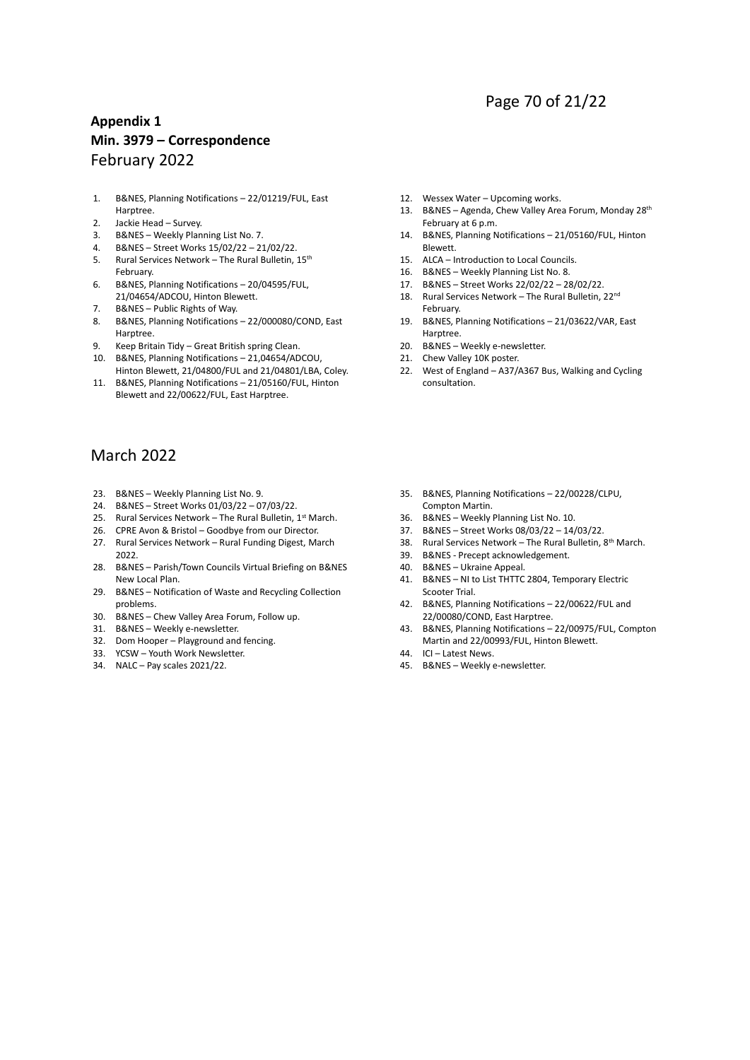**Appendix 1**
**Min. 3979 – Correspondence**

## February 2022

1. B&NES, Planning Notifications – 22/01219/FUL, East Harptree.
2. Jackie Head – Survey.
3. B&NES – Weekly Planning List No. 7.
4. B&NES – Street Works 15/02/22 – 21/02/22.
5. Rural Services Network – The Rural Bulletin, 15th February.
6. B&NES, Planning Notifications – 20/04595/FUL, 21/04654/ADCOU, Hinton Blewett.
7. B&NES – Public Rights of Way.
8. B&NES, Planning Notifications – 22/000080/COND, East Harptree.
9. Keep Britain Tidy – Great British spring Clean.
10. B&NES, Planning Notifications – 21,04654/ADCOU, Hinton Blewett, 21/04800/FUL and 21/04801/LBA, Coley.
11. B&NES, Planning Notifications – 21/05160/FUL, Hinton Blewett and 22/00622/FUL, East Harptree.
12. Wessex Water – Upcoming works.
13. B&NES – Agenda, Chew Valley Area Forum, Monday 28th February at 6 p.m.
14. B&NES, Planning Notifications – 21/05160/FUL, Hinton Blewett.
15. ALCA – Introduction to Local Councils.
16. B&NES – Weekly Planning List No. 8.
17. B&NES – Street Works 22/02/22 – 28/02/22.
18. Rural Services Network – The Rural Bulletin, 22nd February.
19. B&NES, Planning Notifications – 21/03622/VAR, East Harptree.
20. B&NES – Weekly e-newsletter.
21. Chew Valley 10K poster.
22. West of England – A37/A367 Bus, Walking and Cycling consultation.

## March 2022

23. B&NES – Weekly Planning List No. 9.
24. B&NES – Street Works 01/03/22 – 07/03/22.
25. Rural Services Network – The Rural Bulletin, 1st March.
26. CPRE Avon & Bristol – Goodbye from our Director.
27. Rural Services Network – Rural Funding Digest, March 2022.
28. B&NES – Parish/Town Councils Virtual Briefing on B&NES New Local Plan.
29. B&NES – Notification of Waste and Recycling Collection problems.
30. B&NES – Chew Valley Area Forum, Follow up.
31. B&NES – Weekly e-newsletter.
32. Dom Hooper – Playground and fencing.
33. YCSW – Youth Work Newsletter.
34. NALC – Pay scales 2021/22.
35. B&NES, Planning Notifications – 22/00228/CLPU, Compton Martin.
36. B&NES – Weekly Planning List No. 10.
37. B&NES – Street Works 08/03/22 – 14/03/22.
38. Rural Services Network – The Rural Bulletin, 8th March.
39. B&NES - Precept acknowledgement.
40. B&NES – Ukraine Appeal.
41. B&NES – NI to List THTTC 2804, Temporary Electric Scooter Trial.
42. B&NES, Planning Notifications – 22/00622/FUL and 22/00080/COND, East Harptree.
43. B&NES, Planning Notifications – 22/00975/FUL, Compton Martin and 22/00993/FUL, Hinton Blewett.
44. ICI – Latest News.
45. B&NES – Weekly e-newsletter.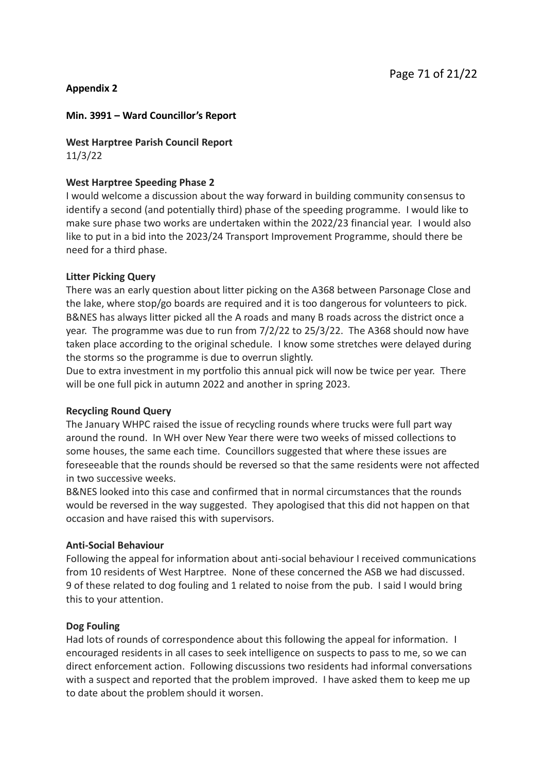**Appendix 2**

**Min. 3991 – Ward Councillor's Report**

**West Harptree Parish Council Report**
11/3/22

**West Harptree Speeding Phase 2**

I would welcome a discussion about the way forward in building community consensus to identify a second (and potentially third) phase of the speeding programme. I would like to make sure phase two works are undertaken within the 2022/23 financial year. I would also like to put in a bid into the 2023/24 Transport Improvement Programme, should there be need for a third phase.

**Litter Picking Query**

There was an early question about litter picking on the A368 between Parsonage Close and the lake, where stop/go boards are required and it is too dangerous for volunteers to pick. B&NES has always litter picked all the A roads and many B roads across the district once a year. The programme was due to run from 7/2/22 to 25/3/22. The A368 should now have taken place according to the original schedule. I know some stretches were delayed during the storms so the programme is due to overrun slightly.

Due to extra investment in my portfolio this annual pick will now be twice per year. There will be one full pick in autumn 2022 and another in spring 2023.

**Recycling Round Query**

The January WHPC raised the issue of recycling rounds where trucks were full part way around the round. In WH over New Year there were two weeks of missed collections to some houses, the same each time. Councillors suggested that where these issues are foreseeable that the rounds should be reversed so that the same residents were not affected in two successive weeks.

B&NES looked into this case and confirmed that in normal circumstances that the rounds would be reversed in the way suggested. They apologised that this did not happen on that occasion and have raised this with supervisors.

**Anti-Social Behaviour**

Following the appeal for information about anti-social behaviour I received communications from 10 residents of West Harptree. None of these concerned the ASB we had discussed. 9 of these related to dog fouling and 1 related to noise from the pub. I said I would bring this to your attention.

**Dog Fouling**

Had lots of rounds of correspondence about this following the appeal for information. I encouraged residents in all cases to seek intelligence on suspects to pass to me, so we can direct enforcement action. Following discussions two residents had informal conversations with a suspect and reported that the problem improved. I have asked them to keep me up to date about the problem should it worsen.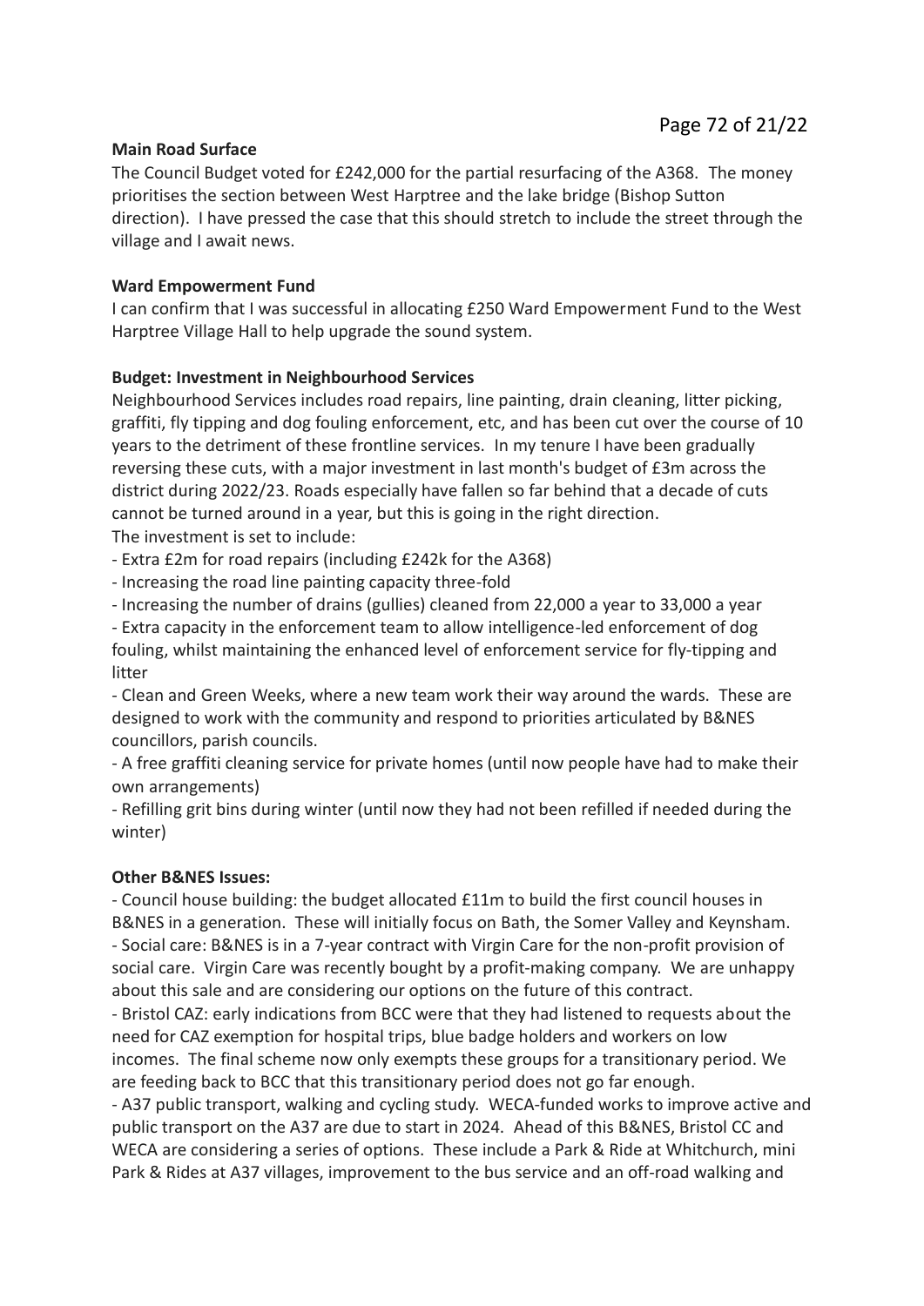**Main Road Surface**

The Council Budget voted for £242,000 for the partial resurfacing of the A368. The money prioritises the section between West Harptree and the lake bridge (Bishop Sutton direction). I have pressed the case that this should stretch to include the street through the village and I await news.

**Ward Empowerment Fund**

I can confirm that I was successful in allocating £250 Ward Empowerment Fund to the West Harptree Village Hall to help upgrade the sound system.

**Budget: Investment in Neighbourhood Services**

Neighbourhood Services includes road repairs, line painting, drain cleaning, litter picking, graffiti, fly tipping and dog fouling enforcement, etc, and has been cut over the course of 10 years to the detriment of these frontline services. In my tenure I have been gradually reversing these cuts, with a major investment in last month's budget of £3m across the district during 2022/23. Roads especially have fallen so far behind that a decade of cuts cannot be turned around in a year, but this is going in the right direction.

The investment is set to include:

- Extra £2m for road repairs (including £242k for the A368)
- Increasing the road line painting capacity three-fold
- Increasing the number of drains (gullies) cleaned from 22,000 a year to 33,000 a year
- Extra capacity in the enforcement team to allow intelligence-led enforcement of dog fouling, whilst maintaining the enhanced level of enforcement service for fly-tipping and litter
- Clean and Green Weeks, where a new team work their way around the wards. These are designed to work with the community and respond to priorities articulated by B&NES councillors, parish councils.
- A free graffiti cleaning service for private homes (until now people have had to make their own arrangements)
- Refilling grit bins during winter (until now they had not been refilled if needed during the winter)

**Other B&NES Issues:**

- Council house building: the budget allocated £11m to build the first council houses in B&NES in a generation. These will initially focus on Bath, the Somer Valley and Keynsham.
- Social care: B&NES is in a 7-year contract with Virgin Care for the non-profit provision of social care. Virgin Care was recently bought by a profit-making company. We are unhappy about this sale and are considering our options on the future of this contract.
- Bristol CAZ: early indications from BCC were that they had listened to requests about the need for CAZ exemption for hospital trips, blue badge holders and workers on low incomes. The final scheme now only exempts these groups for a transitionary period. We are feeding back to BCC that this transitionary period does not go far enough.
- A37 public transport, walking and cycling study. WECA-funded works to improve active and public transport on the A37 are due to start in 2024. Ahead of this B&NES, Bristol CC and WECA are considering a series of options. These include a Park & Ride at Whitchurch, mini Park & Rides at A37 villages, improvement to the bus service and an off-road walking and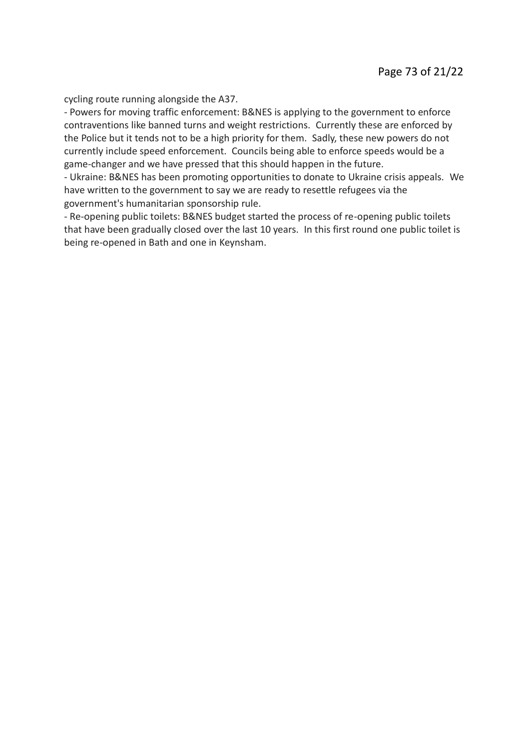cycling route running alongside the A37.

- Powers for moving traffic enforcement: B&NES is applying to the government to enforce contraventions like banned turns and weight restrictions. Currently these are enforced by the Police but it tends not to be a high priority for them. Sadly, these new powers do not currently include speed enforcement. Councils being able to enforce speeds would be a game-changer and we have pressed that this should happen in the future.
- Ukraine: B&NES has been promoting opportunities to donate to Ukraine crisis appeals. We have written to the government to say we are ready to resettle refugees via the government's humanitarian sponsorship rule.
- Re-opening public toilets: B&NES budget started the process of re-opening public toilets that have been gradually closed over the last 10 years. In this first round one public toilet is being re-opened in Bath and one in Keynsham.